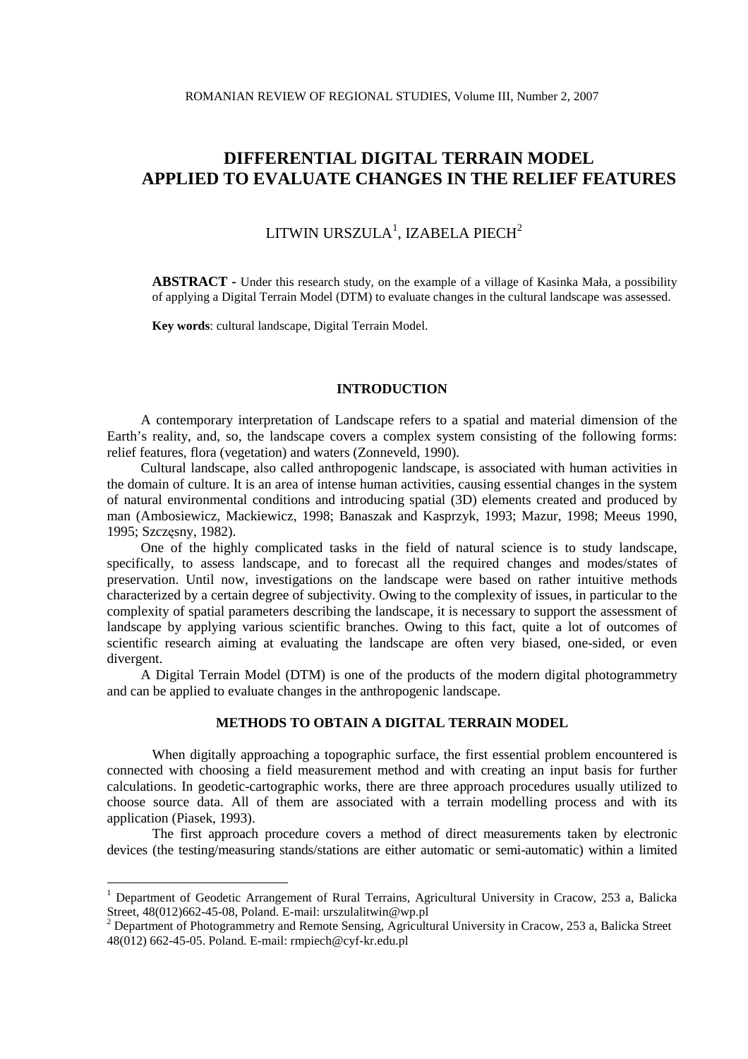# DIFFERENTIAL DIGITAL TERRAIN MODEL APPLIED TO EVALUATE CHANGES IN THE RELIEF FEATURES

LITWIN URSZULA[1], IZABELA PIECH[2]

**ABSTRACT -** Under this research study, on the example of a village of Kasinka Mała, a possibility of applying a Digital Terrain Model (DTM) to evaluate changes in the cultural landscape was assessed.

**Key words**: cultural landscape, Digital Terrain Model.

## INTRODUCTION

A contemporary interpretation of Landscape refers to a spatial and material dimension of the Earth's reality, and, so, the landscape covers a complex system consisting of the following forms: relief features, flora (vegetation) and waters (Zonneveld, 1990).

Cultural landscape, also called anthropogenic landscape, is associated with human activities in the domain of culture. It is an area of intense human activities, causing essential changes in the system of natural environmental conditions and introducing spatial (3D) elements created and produced by man (Ambosiewicz, Mackiewicz, 1998; Banaszak and Kasprzyk, 1993; Mazur, 1998; Meeus 1990, 1995; Szczęsny, 1982).

One of the highly complicated tasks in the field of natural science is to study landscape, specifically, to assess landscape, and to forecast all the required changes and modes/states of preservation. Until now, investigations on the landscape were based on rather intuitive methods characterized by a certain degree of subjectivity. Owing to the complexity of issues, in particular to the complexity of spatial parameters describing the landscape, it is necessary to support the assessment of landscape by applying various scientific branches. Owing to this fact, quite a lot of outcomes of scientific research aiming at evaluating the landscape are often very biased, one-sided, or even divergent.

A Digital Terrain Model (DTM) is one of the products of the modern digital photogrammetry and can be applied to evaluate changes in the anthropogenic landscape.

## METHODS TO OBTAIN A DIGITAL TERRAIN MODEL

When digitally approaching a topographic surface, the first essential problem encountered is connected with choosing a field measurement method and with creating an input basis for further calculations. In geodetic-cartographic works, there are three approach procedures usually utilized to choose source data. All of them are associated with a terrain modelling process and with its application (Piasek, 1993).

The first approach procedure covers a method of direct measurements taken by electronic devices (the testing/measuring stands/stations are either automatic or semi-automatic) within a limited

---

[1] Department of Geodetic Arrangement of Rural Terrains, Agricultural University in Cracow, 253 a, Balicka Street, 48(012)662-45-08, Poland. E-mail: urszulalitwin@wp.pl

[2] Department of Photogrammetry and Remote Sensing, Agricultural University in Cracow, 253 a, Balicka Street 48(012) 662-45-05. Poland. E-mail: rmpiech@cyf-kr.edu.pl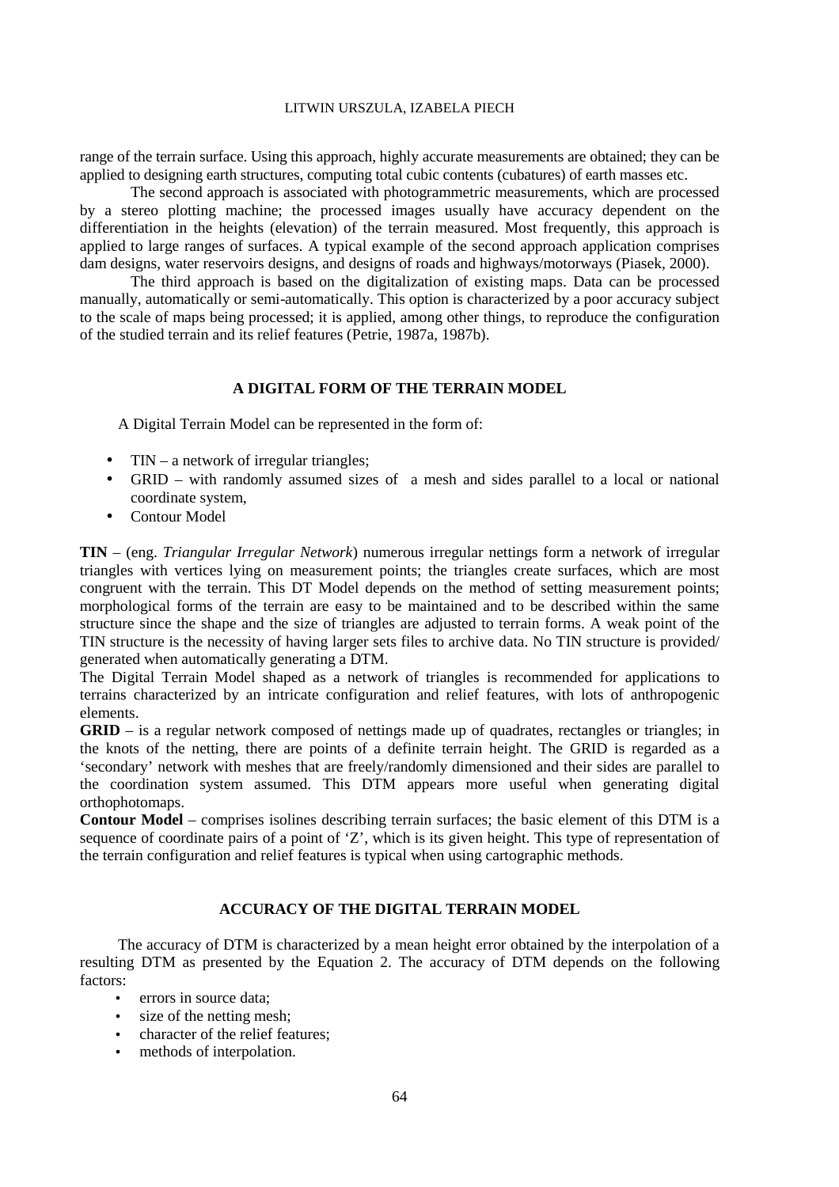range of the terrain surface. Using this approach, highly accurate measurements are obtained; they can be applied to designing earth structures, computing total cubic contents (cubatures) of earth masses etc.

The second approach is associated with photogrammetric measurements, which are processed by a stereo plotting machine; the processed images usually have accuracy dependent on the differentiation in the heights (elevation) of the terrain measured. Most frequently, this approach is applied to large ranges of surfaces. A typical example of the second approach application comprises dam designs, water reservoirs designs, and designs of roads and highways/motorways (Piasek, 2000).

The third approach is based on the digitalization of existing maps. Data can be processed manually, automatically or semi-automatically. This option is characterized by a poor accuracy subject to the scale of maps being processed; it is applied, among other things, to reproduce the configuration of the studied terrain and its relief features (Petrie, 1987a, 1987b).

## A DIGITAL FORM OF THE TERRAIN MODEL

A Digital Terrain Model can be represented in the form of:

- TIN – a network of irregular triangles;
- GRID – with randomly assumed sizes of a mesh and sides parallel to a local or national coordinate system,
- Contour Model

**TIN** – (eng. *Triangular Irregular Network*) numerous irregular nettings form a network of irregular triangles with vertices lying on measurement points; the triangles create surfaces, which are most congruent with the terrain. This DT Model depends on the method of setting measurement points; morphological forms of the terrain are easy to be maintained and to be described within the same structure since the shape and the size of triangles are adjusted to terrain forms. A weak point of the TIN structure is the necessity of having larger sets files to archive data. No TIN structure is provided/ generated when automatically generating a DTM.

The Digital Terrain Model shaped as a network of triangles is recommended for applications to terrains characterized by an intricate configuration and relief features, with lots of anthropogenic elements.

**GRID** – is a regular network composed of nettings made up of quadrates, rectangles or triangles; in the knots of the netting, there are points of a definite terrain height. The GRID is regarded as a 'secondary' network with meshes that are freely/randomly dimensioned and their sides are parallel to the coordination system assumed. This DTM appears more useful when generating digital orthophotomaps.

**Contour Model** – comprises isolines describing terrain surfaces; the basic element of this DTM is a sequence of coordinate pairs of a point of 'Z', which is its given height. This type of representation of the terrain configuration and relief features is typical when using cartographic methods.

## ACCURACY OF THE DIGITAL TERRAIN MODEL

The accuracy of DTM is characterized by a mean height error obtained by the interpolation of a resulting DTM as presented by the Equation 2. The accuracy of DTM depends on the following factors:

- errors in source data;
- size of the netting mesh;
- character of the relief features;
- methods of interpolation.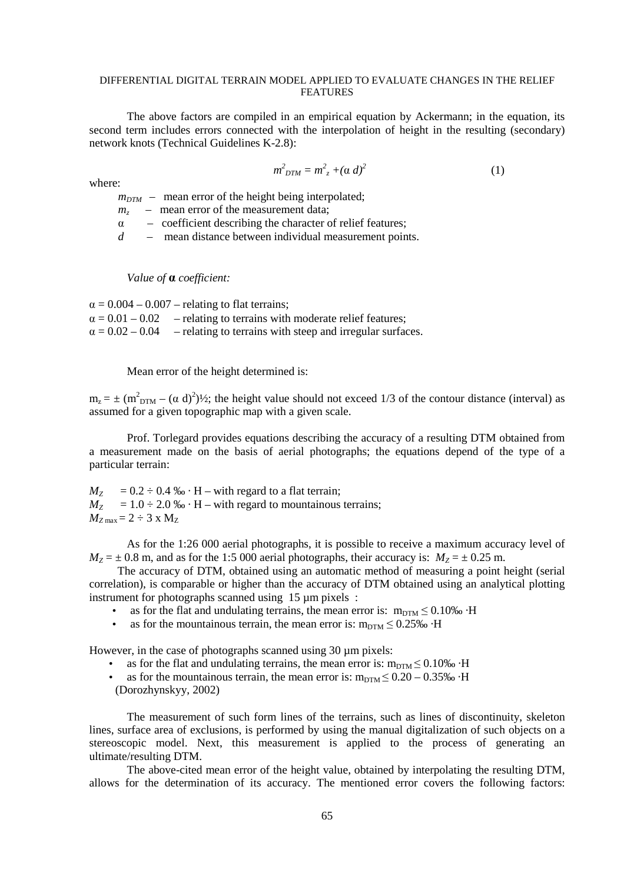The above factors are compiled in an empirical equation by Ackermann; in the equation, its second term includes errors connected with the interpolation of height in the resulting (secondary) network knots (Technical Guidelines K-2.8):

$$m^2_{DTM} = m^2_z + (\alpha\, d)^2 \tag{1}$$

where:

- $m_{DTM}$ – mean error of the height being interpolated;
- $m_z$ – mean error of the measurement data;
- $\alpha$ – coefficient describing the character of relief features;
- $d$ – mean distance between individual measurement points.

*Value of* $\boldsymbol{\alpha}$ *coefficient:*

$\alpha = 0.004 – 0.007$ – relating to flat terrains;
$\alpha = 0.01 – 0.02$ – relating to terrains with moderate relief features;
$\alpha = 0.02 – 0.04$ – relating to terrains with steep and irregular surfaces.

Mean error of the height determined is:

$m_z = \pm\,(m^2_{DTM} - (\alpha\, d)^2)^{1/2}$; the height value should not exceed 1/3 of the contour distance (interval) as assumed for a given topographic map with a given scale.

Prof. Torlegard provides equations describing the accuracy of a resulting DTM obtained from a measurement made on the basis of aerial photographs; the equations depend of the type of a particular terrain:

$M_Z = 0.2 \div 0.4\,‰ \cdot H$ – with regard to a flat terrain;
$M_Z = 1.0 \div 2.0\,‰ \cdot H$ – with regard to mountainous terrains;
$M_{Z\,max} = 2 \div 3 \times M_Z$

As for the 1:26 000 aerial photographs, it is possible to receive a maximum accuracy level of $M_Z = \pm\,0.8$ m, and as for the 1:5 000 aerial photographs, their accuracy is: $M_Z = \pm\,0.25$ m.

The accuracy of DTM, obtained using an automatic method of measuring a point height (serial correlation), is comparable or higher than the accuracy of DTM obtained using an analytical plotting instrument for photographs scanned using 15 µm pixels :

- as for the flat and undulating terrains, the mean error is: $m_{DTM} \leq 0.10‰ \cdot H$
- as for the mountainous terrain, the mean error is: $m_{DTM} \leq 0.25‰ \cdot H$

However, in the case of photographs scanned using 30 µm pixels:

- as for the flat and undulating terrains, the mean error is: $m_{DTM} \leq 0.10‰ \cdot H$
- as for the mountainous terrain, the mean error is: $m_{DTM} \leq 0.20 – 0.35‰ \cdot H$

(Dorozhynskyy, 2002)

The measurement of such form lines of the terrains, such as lines of discontinuity, skeleton lines, surface area of exclusions, is performed by using the manual digitalization of such objects on a stereoscopic model. Next, this measurement is applied to the process of generating an ultimate/resulting DTM.

The above-cited mean error of the height value, obtained by interpolating the resulting DTM, allows for the determination of its accuracy. The mentioned error covers the following factors: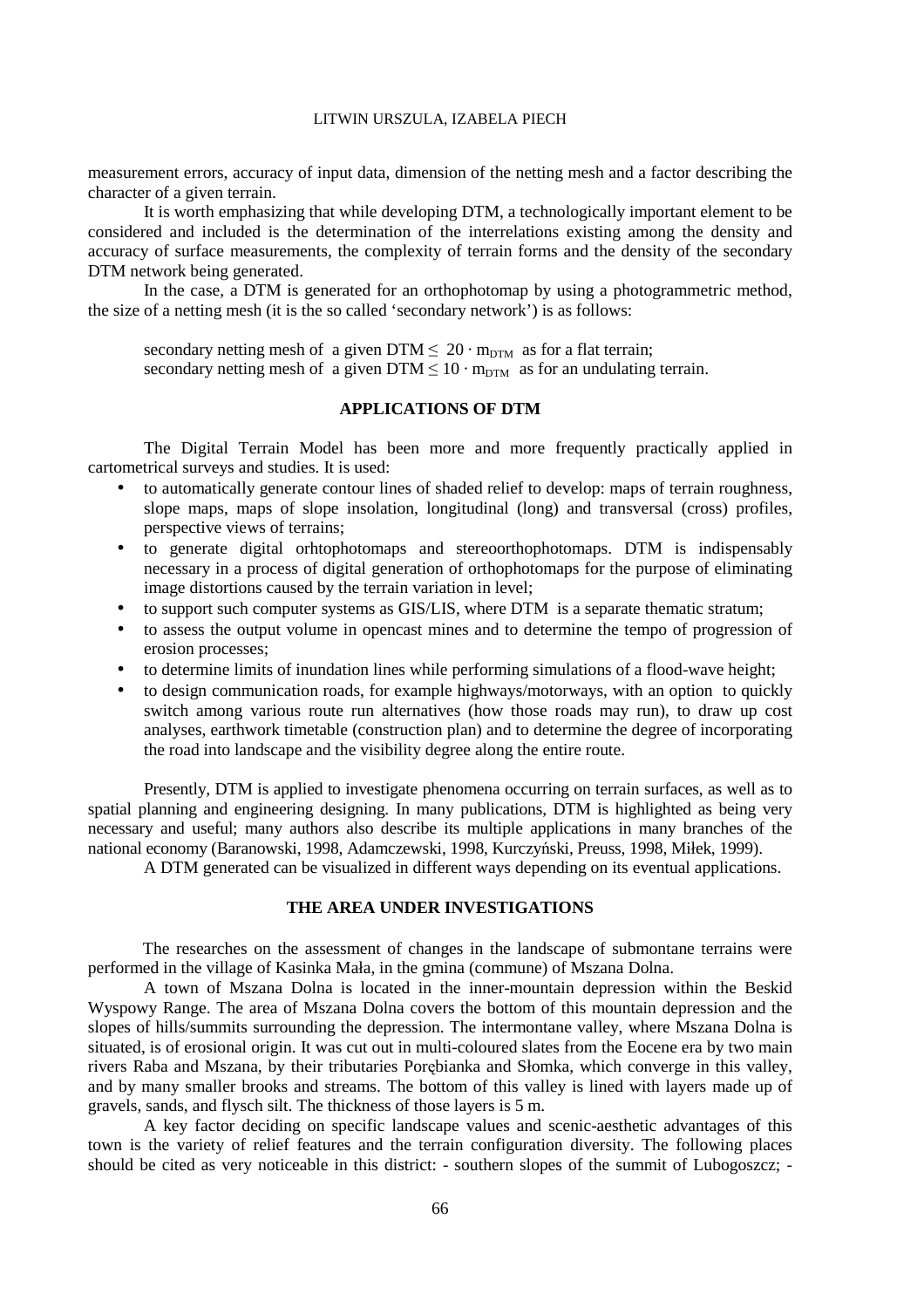measurement errors, accuracy of input data, dimension of the netting mesh and a factor describing the character of a given terrain.

It is worth emphasizing that while developing DTM, a technologically important element to be considered and included is the determination of the interrelations existing among the density and accuracy of surface measurements, the complexity of terrain forms and the density of the secondary DTM network being generated.

In the case, a DTM is generated for an orthophotomap by using a photogrammetric method, the size of a netting mesh (it is the so called 'secondary network') is as follows:

secondary netting mesh of a given DTM $\leq 20 \cdot m_{DTM}$ as for a flat terrain;
secondary netting mesh of a given DTM $\leq 10 \cdot m_{DTM}$ as for an undulating terrain.

## APPLICATIONS OF DTM

The Digital Terrain Model has been more and more frequently practically applied in cartometrical surveys and studies. It is used:

- to automatically generate contour lines of shaded relief to develop: maps of terrain roughness, slope maps, maps of slope insolation, longitudinal (long) and transversal (cross) profiles, perspective views of terrains;
- to generate digital orhtophotomaps and stereoorthophotomaps. DTM is indispensably necessary in a process of digital generation of orthophotomaps for the purpose of eliminating image distortions caused by the terrain variation in level;
- to support such computer systems as GIS/LIS, where DTM is a separate thematic stratum;
- to assess the output volume in opencast mines and to determine the tempo of progression of erosion processes;
- to determine limits of inundation lines while performing simulations of a flood-wave height;
- to design communication roads, for example highways/motorways, with an option to quickly switch among various route run alternatives (how those roads may run), to draw up cost analyses, earthwork timetable (construction plan) and to determine the degree of incorporating the road into landscape and the visibility degree along the entire route.

Presently, DTM is applied to investigate phenomena occurring on terrain surfaces, as well as to spatial planning and engineering designing. In many publications, DTM is highlighted as being very necessary and useful; many authors also describe its multiple applications in many branches of the national economy (Baranowski, 1998, Adamczewski, 1998, Kurczyński, Preuss, 1998, Miłek, 1999).

A DTM generated can be visualized in different ways depending on its eventual applications.

## THE AREA UNDER INVESTIGATIONS

The researches on the assessment of changes in the landscape of submontane terrains were performed in the village of Kasinka Mała, in the gmina (commune) of Mszana Dolna.

A town of Mszana Dolna is located in the inner-mountain depression within the Beskid Wyspowy Range. The area of Mszana Dolna covers the bottom of this mountain depression and the slopes of hills/summits surrounding the depression. The intermontane valley, where Mszana Dolna is situated, is of erosional origin. It was cut out in multi-coloured slates from the Eocene era by two main rivers Raba and Mszana, by their tributaries Porębianka and Słomka, which converge in this valley, and by many smaller brooks and streams. The bottom of this valley is lined with layers made up of gravels, sands, and flysch silt. The thickness of those layers is 5 m.

A key factor deciding on specific landscape values and scenic-aesthetic advantages of this town is the variety of relief features and the terrain configuration diversity. The following places should be cited as very noticeable in this district: - southern slopes of the summit of Lubogoszcz; -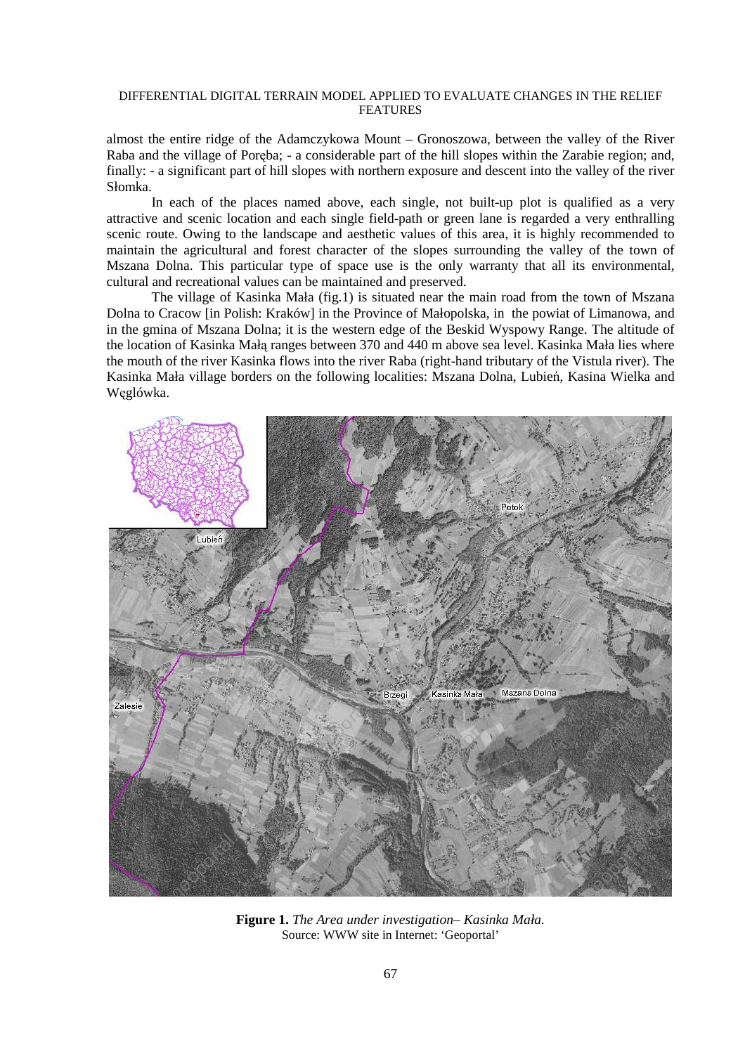almost the entire ridge of the Adamczykowa Mount – Gronoszowa, between the valley of the River Raba and the village of Poręba; - a considerable part of the hill slopes within the Zarabie region; and, finally: - a significant part of hill slopes with northern exposure and descent into the valley of the river Słomka.

In each of the places named above, each single, not built-up plot is qualified as a very attractive and scenic location and each single field-path or green lane is regarded a very enthralling scenic route. Owing to the landscape and aesthetic values of this area, it is highly recommended to maintain the agricultural and forest character of the slopes surrounding the valley of the town of Mszana Dolna. This particular type of space use is the only warranty that all its environmental, cultural and recreational values can be maintained and preserved.

The village of Kasinka Mała (fig.1) is situated near the main road from the town of Mszana Dolna to Cracow [in Polish: Kraków] in the Province of Małopolska, in the powiat of Limanowa, and in the gmina of Mszana Dolna; it is the western edge of the Beskid Wyspowy Range. The altitude of the location of Kasinka Małą ranges between 370 and 440 m above sea level. Kasinka Mała lies where the mouth of the river Kasinka flows into the river Raba (right-hand tributary of the Vistula river). The Kasinka Mała village borders on the following localities: Mszana Dolna, Lubień, Kasina Wielka and Węglówka.

**Figure 1.** *The Area under investigation– Kasinka Mała.*
Source: WWW site in Internet: 'Geoportal'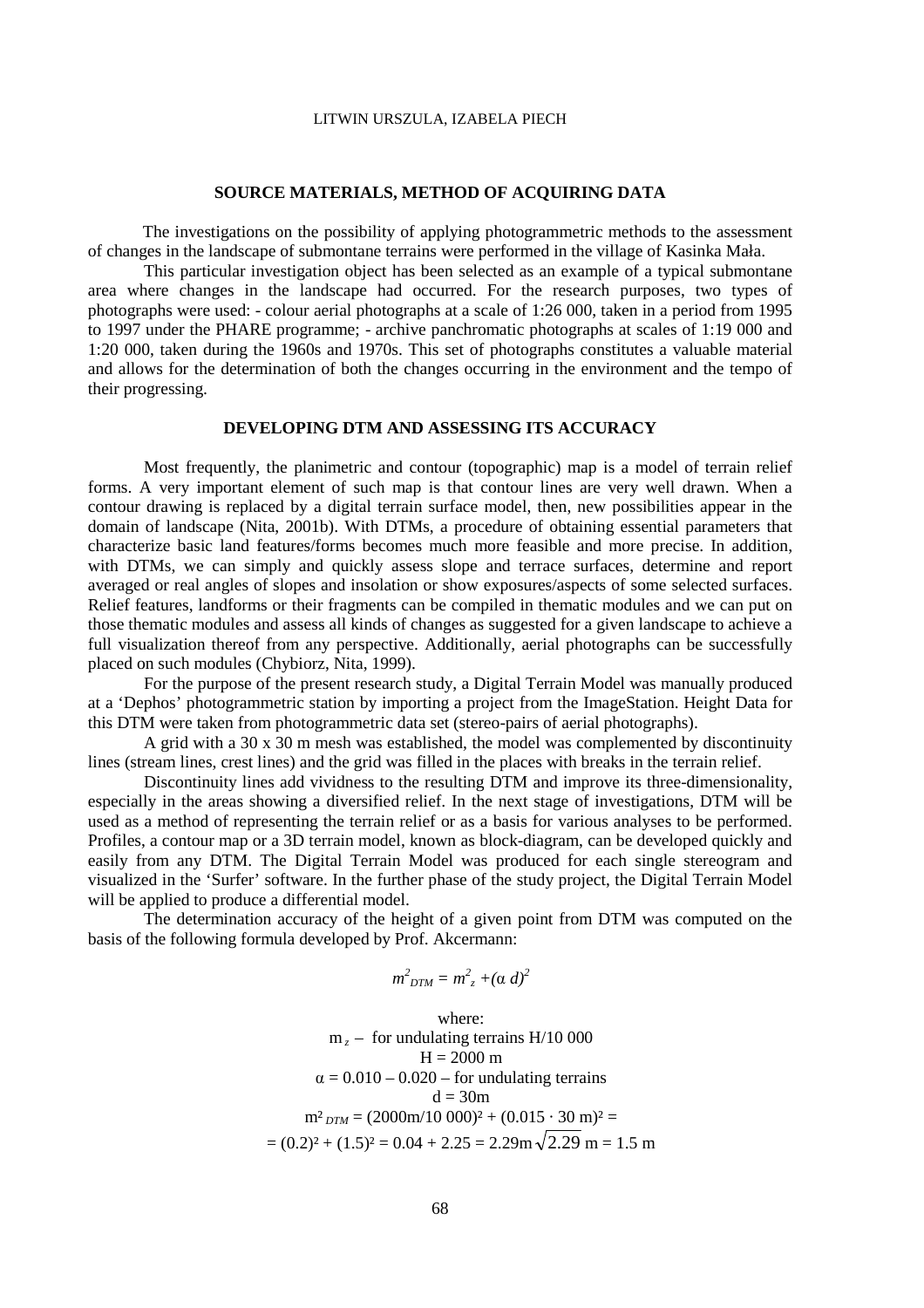## SOURCE MATERIALS, METHOD OF ACQUIRING DATA

The investigations on the possibility of applying photogrammetric methods to the assessment of changes in the landscape of submontane terrains were performed in the village of Kasinka Mała.

This particular investigation object has been selected as an example of a typical submontane area where changes in the landscape had occurred. For the research purposes, two types of photographs were used: - colour aerial photographs at a scale of 1:26 000, taken in a period from 1995 to 1997 under the PHARE programme; - archive panchromatic photographs at scales of 1:19 000 and 1:20 000, taken during the 1960s and 1970s. This set of photographs constitutes a valuable material and allows for the determination of both the changes occurring in the environment and the tempo of their progressing.

## DEVELOPING DTM AND ASSESSING ITS ACCURACY

Most frequently, the planimetric and contour (topographic) map is a model of terrain relief forms. A very important element of such map is that contour lines are very well drawn. When a contour drawing is replaced by a digital terrain surface model, then, new possibilities appear in the domain of landscape (Nita, 2001b). With DTMs, a procedure of obtaining essential parameters that characterize basic land features/forms becomes much more feasible and more precise. In addition, with DTMs, we can simply and quickly assess slope and terrace surfaces, determine and report averaged or real angles of slopes and insolation or show exposures/aspects of some selected surfaces. Relief features, landforms or their fragments can be compiled in thematic modules and we can put on those thematic modules and assess all kinds of changes as suggested for a given landscape to achieve a full visualization thereof from any perspective. Additionally, aerial photographs can be successfully placed on such modules (Chybiorz, Nita, 1999).

For the purpose of the present research study, a Digital Terrain Model was manually produced at a 'Dephos' photogrammetric station by importing a project from the ImageStation. Height Data for this DTM were taken from photogrammetric data set (stereo-pairs of aerial photographs).

A grid with a 30 x 30 m mesh was established, the model was complemented by discontinuity lines (stream lines, crest lines) and the grid was filled in the places with breaks in the terrain relief.

Discontinuity lines add vividness to the resulting DTM and improve its three-dimensionality, especially in the areas showing a diversified relief. In the next stage of investigations, DTM will be used as a method of representing the terrain relief or as a basis for various analyses to be performed. Profiles, a contour map or a 3D terrain model, known as block-diagram, can be developed quickly and easily from any DTM. The Digital Terrain Model was produced for each single stereogram and visualized in the 'Surfer' software. In the further phase of the study project, the Digital Terrain Model will be applied to produce a differential model.

The determination accuracy of the height of a given point from DTM was computed on the basis of the following formula developed by Prof. Akcermann:

$$m^2_{DTM} = m^2_z + (\alpha\, d)^2$$

where:

$m_z$ – for undulating terrains H/10 000

$H = 2000$ m

$\alpha = 0.010 – 0.020$ – for undulating terrains

$d = 30$m

$$m^2_{DTM} = (2000\text{m}/10\,000)^2 + (0.015 \cdot 30\text{ m})^2 =$$

$$= (0.2)^2 + (1.5)^2 = 0.04 + 2.25 = 2.29\text{m} \sqrt{2.29}\text{ m} = 1.5\text{ m}$$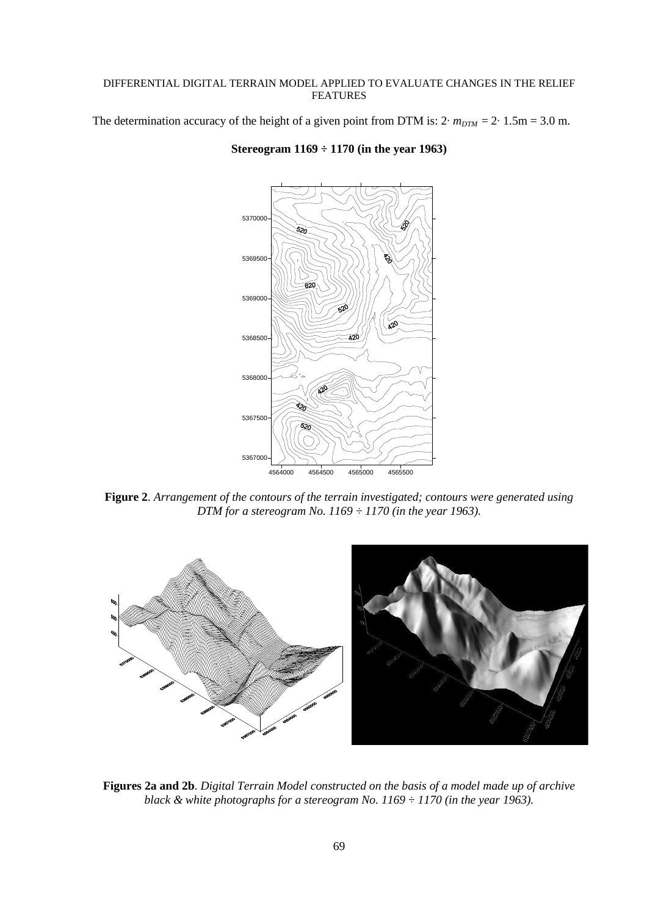The determination accuracy of the height of a given point from DTM is: $2 \cdot m_{DTM} = 2 \cdot 1.5\text{m} = 3.0$ m.

**Stereogram 1169 ÷ 1170 (in the year 1963)**

**Figure 2**. *Arrangement of the contours of the terrain investigated; contours were generated using DTM for a stereogram No. 1169 ÷ 1170 (in the year 1963).*

**Figures 2a and 2b**. *Digital Terrain Model constructed on the basis of a model made up of archive black & white photographs for a stereogram No. 1169 ÷ 1170 (in the year 1963).*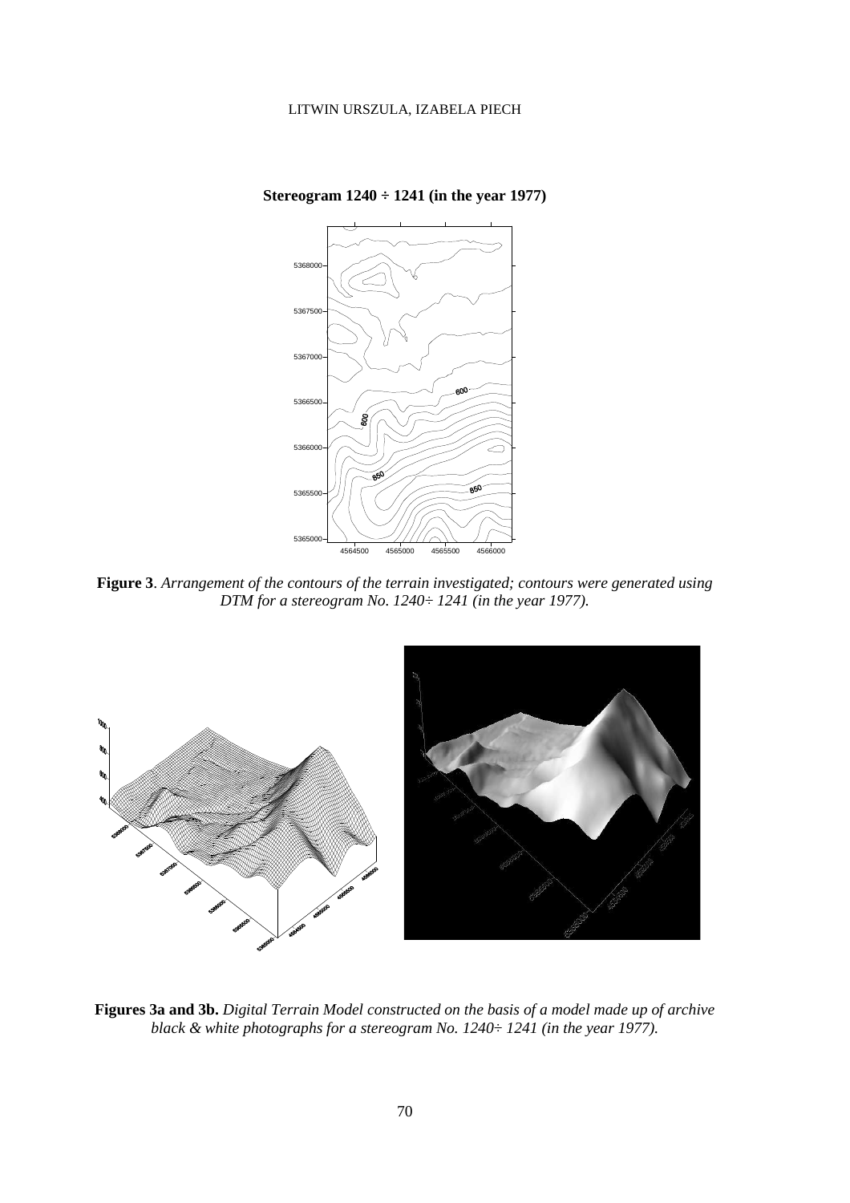**Stereogram 1240 ÷ 1241 (in the year 1977)**

**Figure 3**. *Arrangement of the contours of the terrain investigated; contours were generated using DTM for a stereogram No. 1240÷ 1241 (in the year 1977).*

**Figures 3a and 3b.** *Digital Terrain Model constructed on the basis of a model made up of archive black & white photographs for a stereogram No. 1240÷ 1241 (in the year 1977).*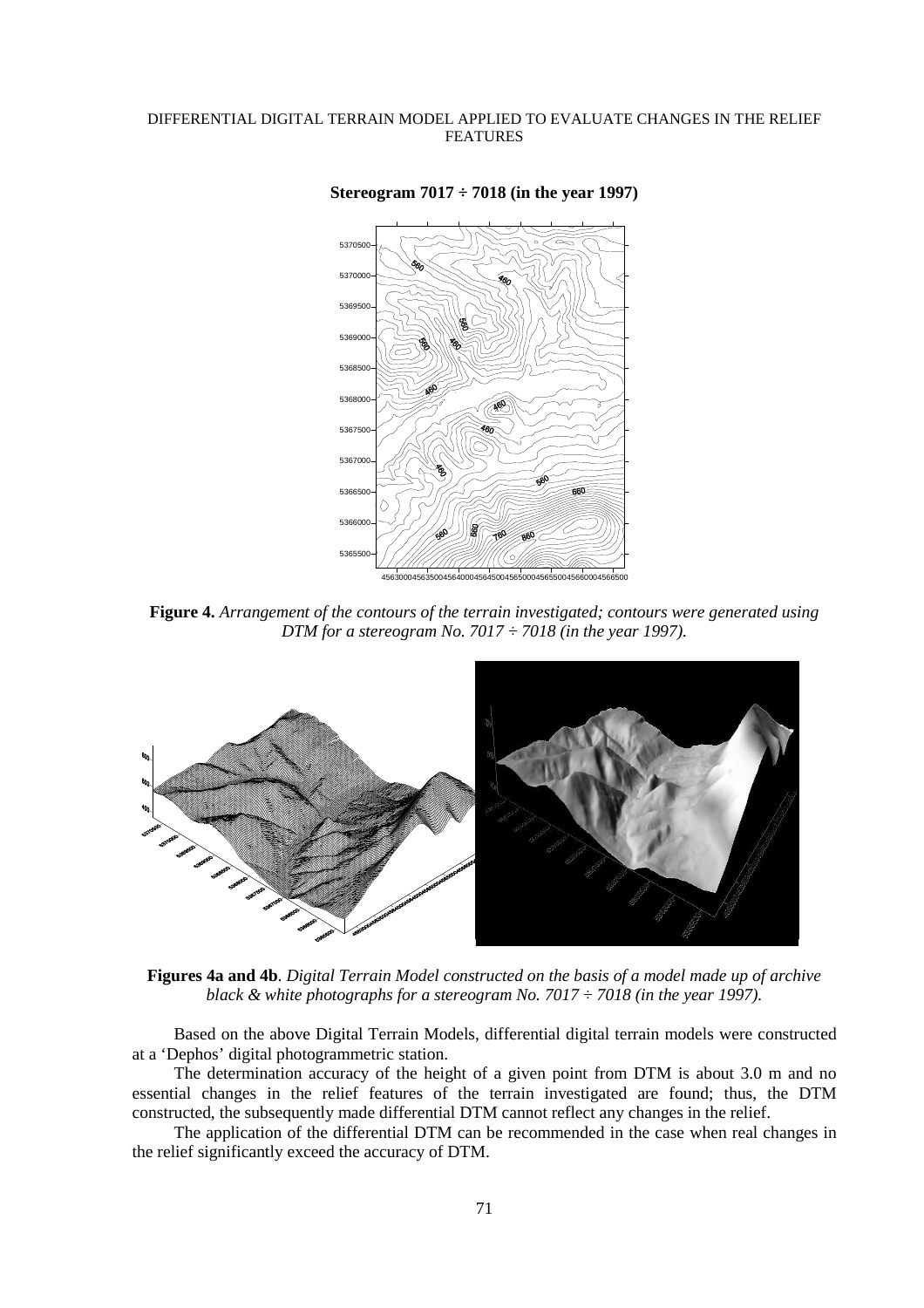**Stereogram 7017 ÷ 7018 (in the year 1997)**

**Figure 4.** *Arrangement of the contours of the terrain investigated; contours were generated using DTM for a stereogram No. 7017 ÷ 7018 (in the year 1997).*

**Figures 4a and 4b**. *Digital Terrain Model constructed on the basis of a model made up of archive black & white photographs for a stereogram No. 7017 ÷ 7018 (in the year 1997).*

Based on the above Digital Terrain Models, differential digital terrain models were constructed at a 'Dephos' digital photogrammetric station.

The determination accuracy of the height of a given point from DTM is about 3.0 m and no essential changes in the relief features of the terrain investigated are found; thus, the DTM constructed, the subsequently made differential DTM cannot reflect any changes in the relief.

The application of the differential DTM can be recommended in the case when real changes in the relief significantly exceed the accuracy of DTM.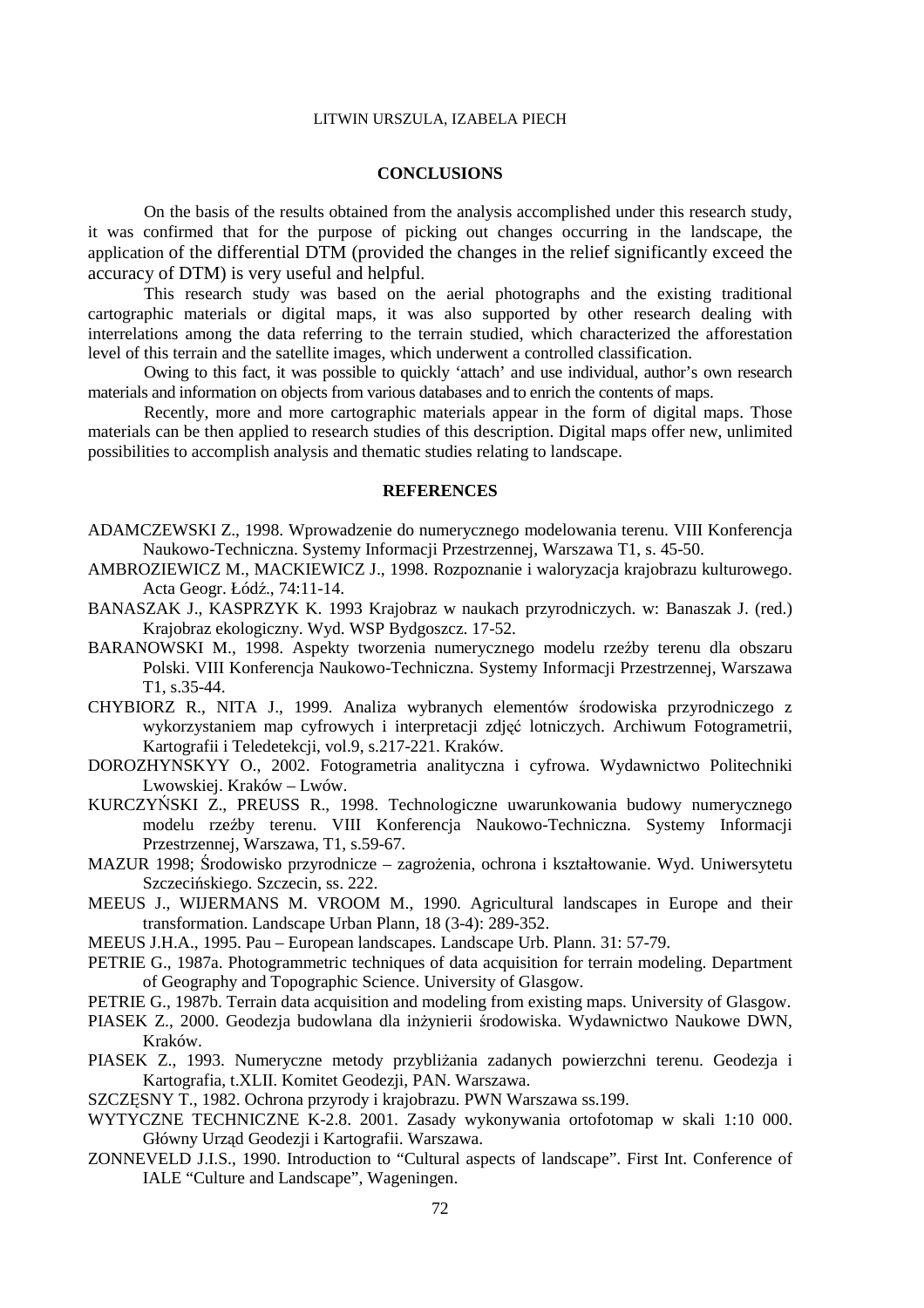## CONCLUSIONS

On the basis of the results obtained from the analysis accomplished under this research study, it was confirmed that for the purpose of picking out changes occurring in the landscape, the application of the differential DTM (provided the changes in the relief significantly exceed the accuracy of DTM) is very useful and helpful.

This research study was based on the aerial photographs and the existing traditional cartographic materials or digital maps, it was also supported by other research dealing with interrelations among the data referring to the terrain studied, which characterized the afforestation level of this terrain and the satellite images, which underwent a controlled classification.

Owing to this fact, it was possible to quickly 'attach' and use individual, author's own research materials and information on objects from various databases and to enrich the contents of maps.

Recently, more and more cartographic materials appear in the form of digital maps. Those materials can be then applied to research studies of this description. Digital maps offer new, unlimited possibilities to accomplish analysis and thematic studies relating to landscape.

## REFERENCES

ADAMCZEWSKI Z., 1998. Wprowadzenie do numerycznego modelowania terenu. VIII Konferencja Naukowo-Techniczna. Systemy Informacji Przestrzennej, Warszawa T1, s. 45-50.

AMBROZIEWICZ M., MACKIEWICZ J., 1998. Rozpoznanie i waloryzacja krajobrazu kulturowego. Acta Geogr. Łódź., 74:11-14.

BANASZAK J., KASPRZYK K. 1993 Krajobraz w naukach przyrodniczych. w: Banaszak J. (red.) Krajobraz ekologiczny. Wyd. WSP Bydgoszcz. 17-52.

BARANOWSKI M., 1998. Aspekty tworzenia numerycznego modelu rzeźby terenu dla obszaru Polski. VIII Konferencja Naukowo-Techniczna. Systemy Informacji Przestrzennej, Warszawa T1, s.35-44.

CHYBIORZ R., NITA J., 1999. Analiza wybranych elementów środowiska przyrodniczego z wykorzystaniem map cyfrowych i interpretacji zdjęć lotniczych. Archiwum Fotogrametrii, Kartografii i Teledetekcji, vol.9, s.217-221. Kraków.

DOROZHYNSKYY O., 2002. Fotogrametria analityczna i cyfrowa. Wydawnictwo Politechniki Lwowskiej. Kraków – Lwów.

KURCZYŃSKI Z., PREUSS R., 1998. Technologiczne uwarunkowania budowy numerycznego modelu rzeźby terenu. VIII Konferencja Naukowo-Techniczna. Systemy Informacji Przestrzennej, Warszawa, T1, s.59-67.

MAZUR 1998; Środowisko przyrodnicze – zagrożenia, ochrona i kształtowanie. Wyd. Uniwersytetu Szczecińskiego. Szczecin, ss. 222.

MEEUS J., WIJERMANS M. VROOM M., 1990. Agricultural landscapes in Europe and their transformation. Landscape Urban Plann, 18 (3-4): 289-352.

MEEUS J.H.A., 1995. Pau – European landscapes. Landscape Urb. Plann. 31: 57-79.

PETRIE G., 1987a. Photogrammetric techniques of data acquisition for terrain modeling. Department of Geography and Topographic Science. University of Glasgow.

PETRIE G., 1987b. Terrain data acquisition and modeling from existing maps. University of Glasgow.

PIASEK Z., 2000. Geodezja budowlana dla inżynierii środowiska. Wydawnictwo Naukowe DWN, Kraków.

PIASEK Z., 1993. Numeryczne metody przybliżania zadanych powierzchni terenu. Geodezja i Kartografia, t.XLII. Komitet Geodezji, PAN. Warszawa.

SZCZĘSNY T., 1982. Ochrona przyrody i krajobrazu. PWN Warszawa ss.199.

WYTYCZNE TECHNICZNE K-2.8. 2001. Zasady wykonywania ortofotomap w skali 1:10 000. Główny Urząd Geodezji i Kartografii. Warszawa.

ZONNEVELD J.I.S., 1990. Introduction to "Cultural aspects of landscape". First Int. Conference of IALE "Culture and Landscape", Wageningen.